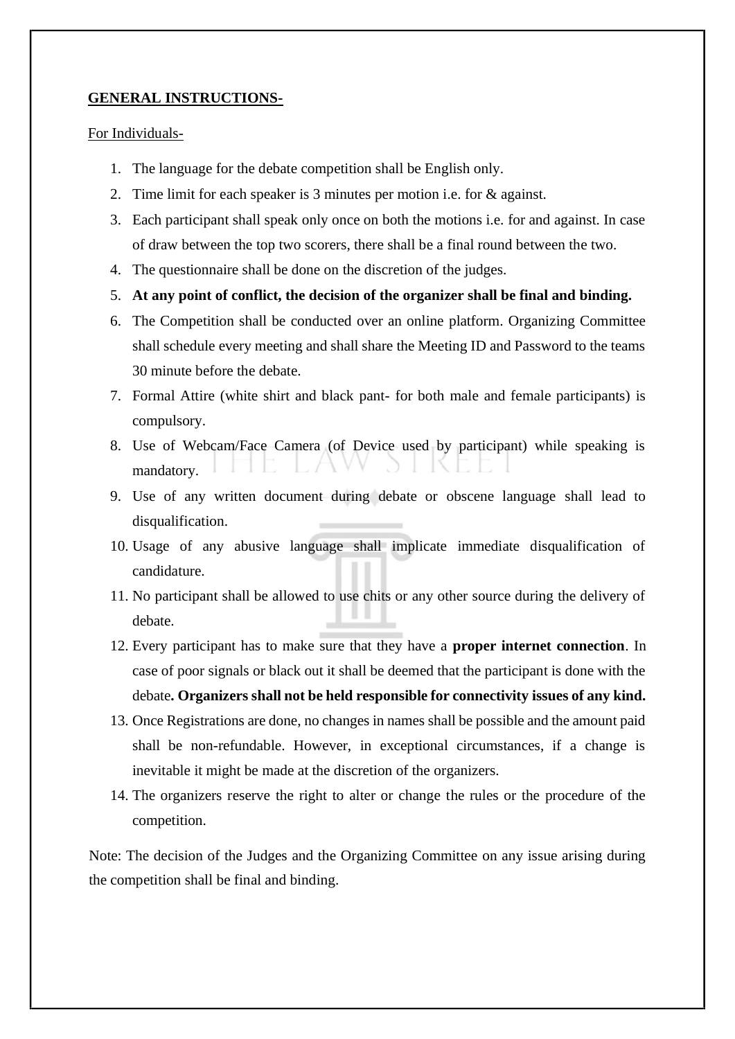**GENERAL INSTRUCTIONS-**

For Individuals-

1. The language for the debate competition shall be English only.
2. Time limit for each speaker is 3 minutes per motion i.e. for & against.
3. Each participant shall speak only once on both the motions i.e. for and against. In case of draw between the top two scorers, there shall be a final round between the two.
4. The questionnaire shall be done on the discretion of the judges.
5. **At any point of conflict, the decision of the organizer shall be final and binding.**
6. The Competition shall be conducted over an online platform. Organizing Committee shall schedule every meeting and shall share the Meeting ID and Password to the teams 30 minute before the debate.
7. Formal Attire (white shirt and black pant- for both male and female participants) is compulsory.
8. Use of Webcam/Face Camera (of Device used by participant) while speaking is mandatory.
9. Use of any written document during debate or obscene language shall lead to disqualification.
10. Usage of any abusive language shall implicate immediate disqualification of candidature.
11. No participant shall be allowed to use chits or any other source during the delivery of debate.
12. Every participant has to make sure that they have a **proper internet connection**. In case of poor signals or black out it shall be deemed that the participant is done with the debate**. Organizers shall not be held responsible for connectivity issues of any kind.**
13. Once Registrations are done, no changes in names shall be possible and the amount paid shall be non-refundable. However, in exceptional circumstances, if a change is inevitable it might be made at the discretion of the organizers.
14. The organizers reserve the right to alter or change the rules or the procedure of the competition.

Note: The decision of the Judges and the Organizing Committee on any issue arising during the competition shall be final and binding.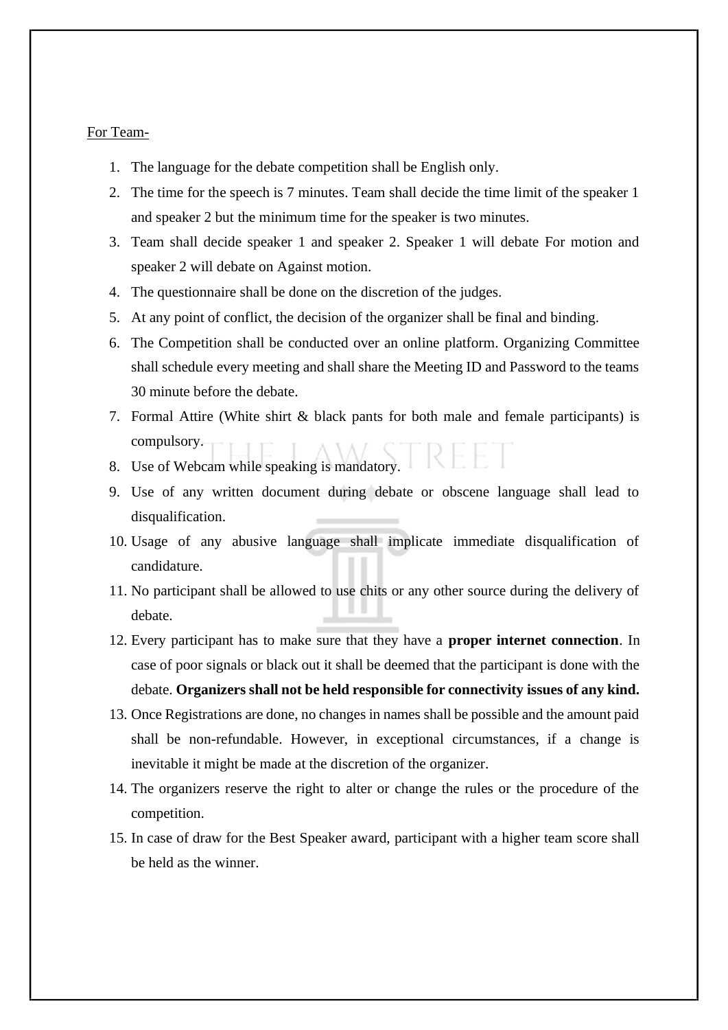<u>For Team-</u>

1. The language for the debate competition shall be English only.
2. The time for the speech is 7 minutes. Team shall decide the time limit of the speaker 1 and speaker 2 but the minimum time for the speaker is two minutes.
3. Team shall decide speaker 1 and speaker 2. Speaker 1 will debate For motion and speaker 2 will debate on Against motion.
4. The questionnaire shall be done on the discretion of the judges.
5. At any point of conflict, the decision of the organizer shall be final and binding.
6. The Competition shall be conducted over an online platform. Organizing Committee shall schedule every meeting and shall share the Meeting ID and Password to the teams 30 minute before the debate.
7. Formal Attire (White shirt & black pants for both male and female participants) is compulsory.
8. Use of Webcam while speaking is mandatory.
9. Use of any written document during debate or obscene language shall lead to disqualification.
10. Usage of any abusive language shall implicate immediate disqualification of candidature.
11. No participant shall be allowed to use chits or any other source during the delivery of debate.
12. Every participant has to make sure that they have a **proper internet connection**. In case of poor signals or black out it shall be deemed that the participant is done with the debate. **Organizers shall not be held responsible for connectivity issues of any kind.**
13. Once Registrations are done, no changes in names shall be possible and the amount paid shall be non-refundable. However, in exceptional circumstances, if a change is inevitable it might be made at the discretion of the organizer.
14. The organizers reserve the right to alter or change the rules or the procedure of the competition.
15. In case of draw for the Best Speaker award, participant with a higher team score shall be held as the winner.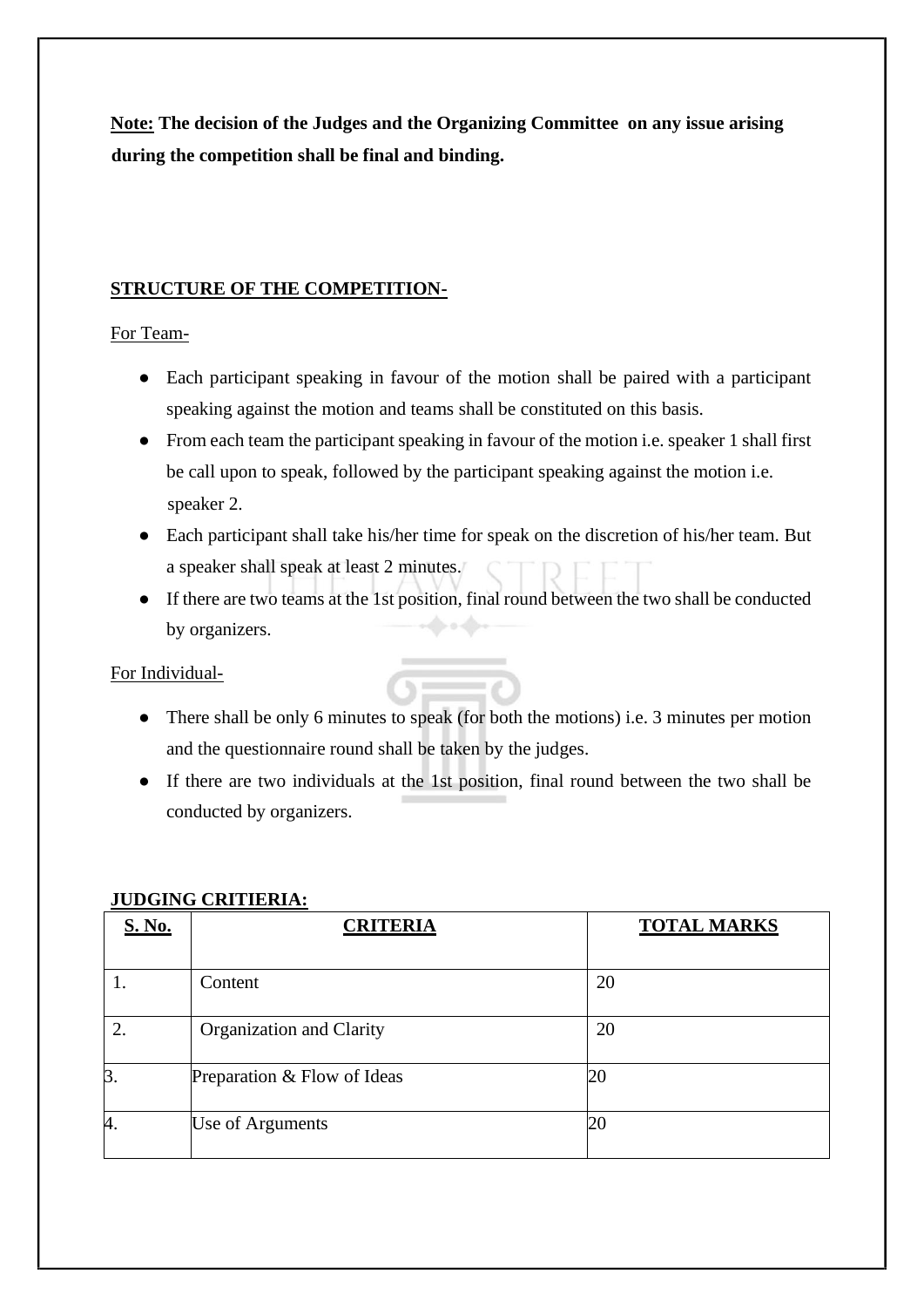**Note:** **The decision of the Judges and the Organizing Committee on any issue arising during the competition shall be final and binding.**

**STRUCTURE OF THE COMPETITION-**

For Team-

- Each participant speaking in favour of the motion shall be paired with a participant speaking against the motion and teams shall be constituted on this basis.
- From each team the participant speaking in favour of the motion i.e. speaker 1 shall first be call upon to speak, followed by the participant speaking against the motion i.e. speaker 2.
- Each participant shall take his/her time for speak on the discretion of his/her team. But a speaker shall speak at least 2 minutes.
- If there are two teams at the 1st position, final round between the two shall be conducted by organizers.

For Individual-

- There shall be only 6 minutes to speak (for both the motions) i.e. 3 minutes per motion and the questionnaire round shall be taken by the judges.
- If there are two individuals at the 1st position, final round between the two shall be conducted by organizers.

**JUDGING CRITIERIA:**

| **S. No.** | **CRITERIA** | **TOTAL MARKS** |
|---|---|---|
| 1. | Content | 20 |
| 2. | Organization and Clarity | 20 |
| 3. | Preparation & Flow of Ideas | 20 |
| 4. | Use of Arguments | 20 |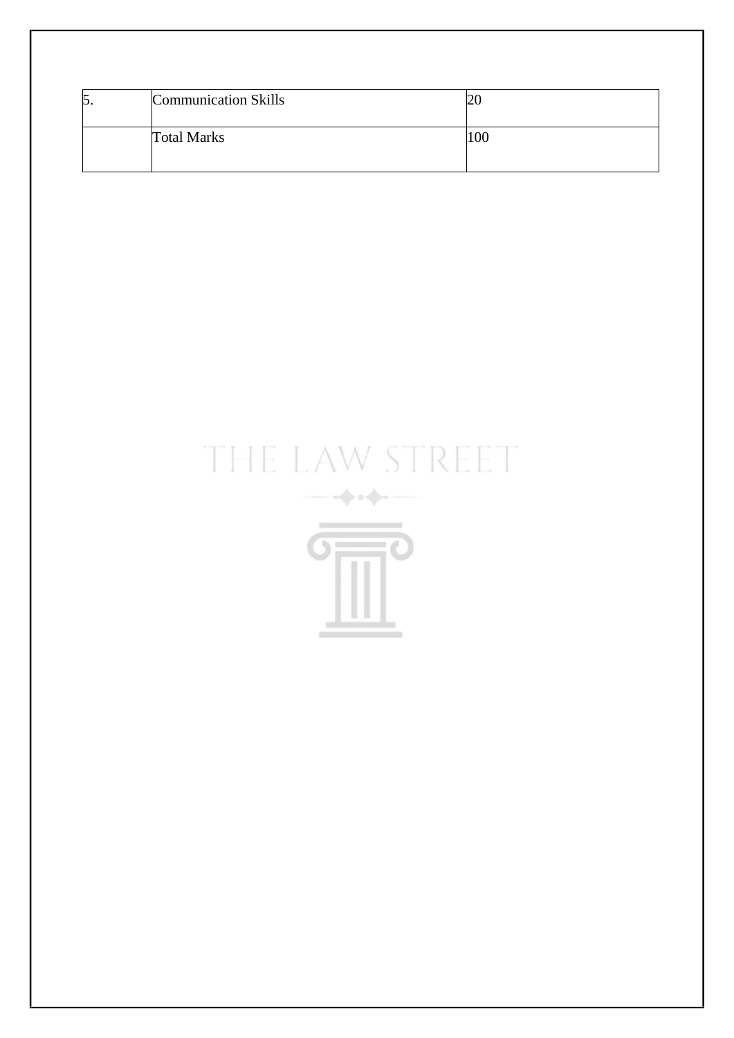| | | |
|---|---|---|
| 5. | Communication Skills | 20 |
| | Total Marks | 100 |